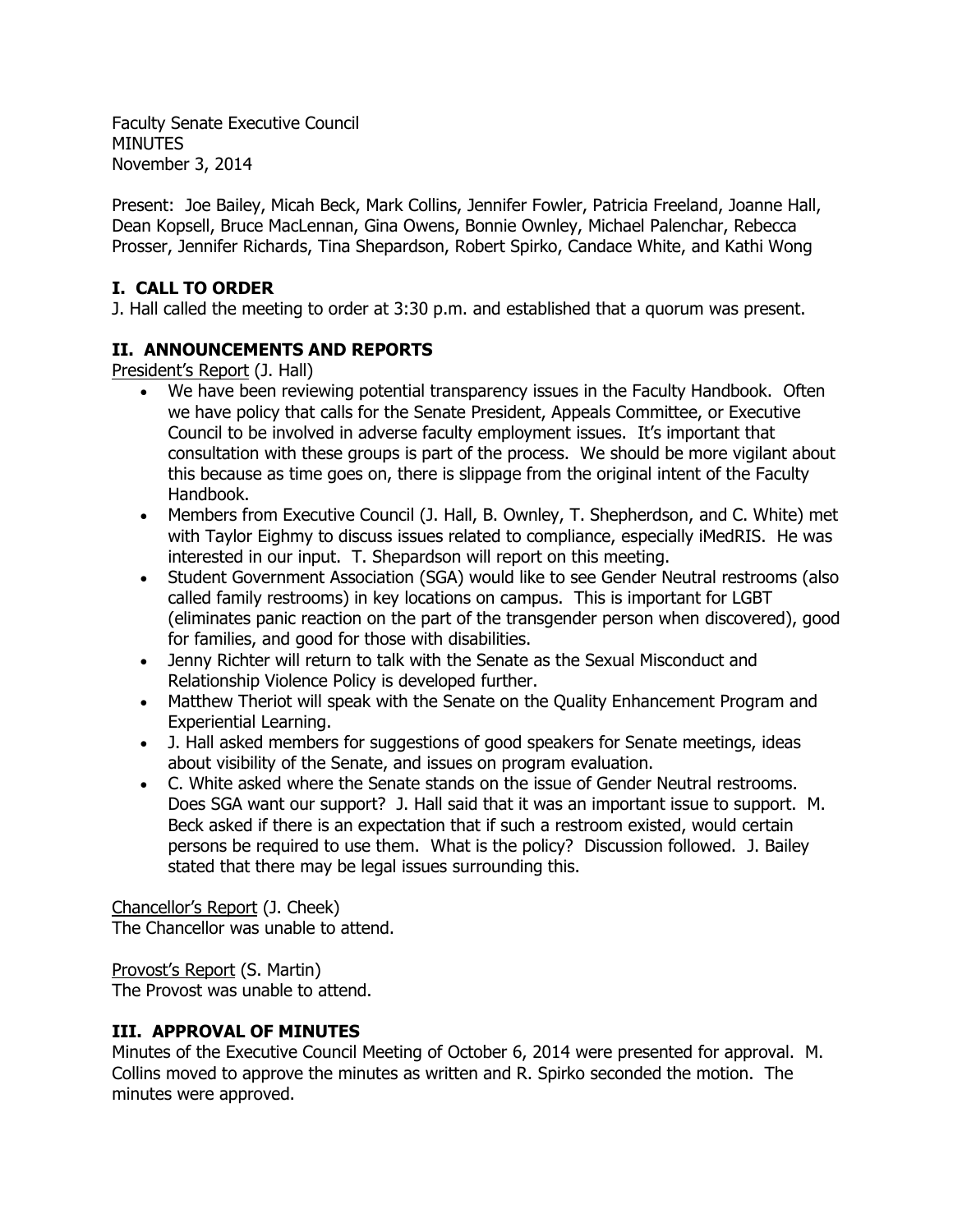Faculty Senate Executive Council
MINUTES
November 3, 2014

Present: Joe Bailey, Micah Beck, Mark Collins, Jennifer Fowler, Patricia Freeland, Joanne Hall, Dean Kopsell, Bruce MacLennan, Gina Owens, Bonnie Ownley, Michael Palenchar, Rebecca Prosser, Jennifer Richards, Tina Shepardson, Robert Spirko, Candace White, and Kathi Wong

## I. CALL TO ORDER

J. Hall called the meeting to order at 3:30 p.m. and established that a quorum was present.

## II. ANNOUNCEMENTS AND REPORTS

President's Report (J. Hall)

- We have been reviewing potential transparency issues in the Faculty Handbook. Often we have policy that calls for the Senate President, Appeals Committee, or Executive Council to be involved in adverse faculty employment issues. It's important that consultation with these groups is part of the process. We should be more vigilant about this because as time goes on, there is slippage from the original intent of the Faculty Handbook.
- Members from Executive Council (J. Hall, B. Ownley, T. Shepherdson, and C. White) met with Taylor Eighmy to discuss issues related to compliance, especially iMedRIS. He was interested in our input. T. Shepardson will report on this meeting.
- Student Government Association (SGA) would like to see Gender Neutral restrooms (also called family restrooms) in key locations on campus. This is important for LGBT (eliminates panic reaction on the part of the transgender person when discovered), good for families, and good for those with disabilities.
- Jenny Richter will return to talk with the Senate as the Sexual Misconduct and Relationship Violence Policy is developed further.
- Matthew Theriot will speak with the Senate on the Quality Enhancement Program and Experiential Learning.
- J. Hall asked members for suggestions of good speakers for Senate meetings, ideas about visibility of the Senate, and issues on program evaluation.
- C. White asked where the Senate stands on the issue of Gender Neutral restrooms. Does SGA want our support? J. Hall said that it was an important issue to support. M. Beck asked if there is an expectation that if such a restroom existed, would certain persons be required to use them. What is the policy? Discussion followed. J. Bailey stated that there may be legal issues surrounding this.

Chancellor's Report (J. Cheek)
The Chancellor was unable to attend.

Provost's Report (S. Martin)
The Provost was unable to attend.

## III. APPROVAL OF MINUTES

Minutes of the Executive Council Meeting of October 6, 2014 were presented for approval. M. Collins moved to approve the minutes as written and R. Spirko seconded the motion. The minutes were approved.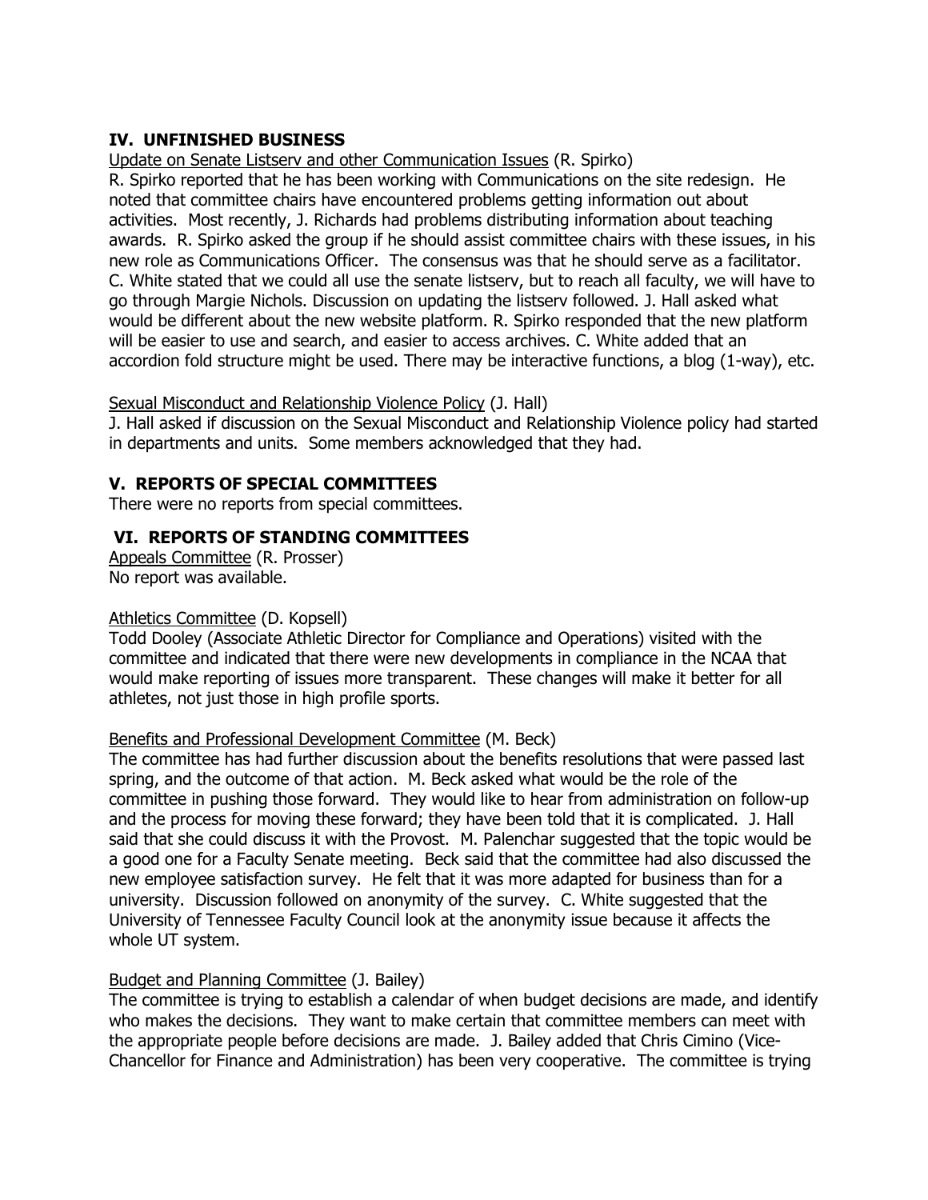## IV. UNFINISHED BUSINESS

Update on Senate Listserv and other Communication Issues (R. Spirko)

R. Spirko reported that he has been working with Communications on the site redesign. He noted that committee chairs have encountered problems getting information out about activities. Most recently, J. Richards had problems distributing information about teaching awards. R. Spirko asked the group if he should assist committee chairs with these issues, in his new role as Communications Officer. The consensus was that he should serve as a facilitator. C. White stated that we could all use the senate listserv, but to reach all faculty, we will have to go through Margie Nichols. Discussion on updating the listserv followed. J. Hall asked what would be different about the new website platform. R. Spirko responded that the new platform will be easier to use and search, and easier to access archives. C. White added that an accordion fold structure might be used. There may be interactive functions, a blog (1-way), etc.

Sexual Misconduct and Relationship Violence Policy (J. Hall)

J. Hall asked if discussion on the Sexual Misconduct and Relationship Violence policy had started in departments and units. Some members acknowledged that they had.

## V. REPORTS OF SPECIAL COMMITTEES

There were no reports from special committees.

## VI. REPORTS OF STANDING COMMITTEES

Appeals Committee (R. Prosser)

No report was available.

Athletics Committee (D. Kopsell)

Todd Dooley (Associate Athletic Director for Compliance and Operations) visited with the committee and indicated that there were new developments in compliance in the NCAA that would make reporting of issues more transparent. These changes will make it better for all athletes, not just those in high profile sports.

Benefits and Professional Development Committee (M. Beck)

The committee has had further discussion about the benefits resolutions that were passed last spring, and the outcome of that action. M. Beck asked what would be the role of the committee in pushing those forward. They would like to hear from administration on follow-up and the process for moving these forward; they have been told that it is complicated. J. Hall said that she could discuss it with the Provost. M. Palenchar suggested that the topic would be a good one for a Faculty Senate meeting. Beck said that the committee had also discussed the new employee satisfaction survey. He felt that it was more adapted for business than for a university. Discussion followed on anonymity of the survey. C. White suggested that the University of Tennessee Faculty Council look at the anonymity issue because it affects the whole UT system.

Budget and Planning Committee (J. Bailey)

The committee is trying to establish a calendar of when budget decisions are made, and identify who makes the decisions. They want to make certain that committee members can meet with the appropriate people before decisions are made. J. Bailey added that Chris Cimino (Vice-Chancellor for Finance and Administration) has been very cooperative. The committee is trying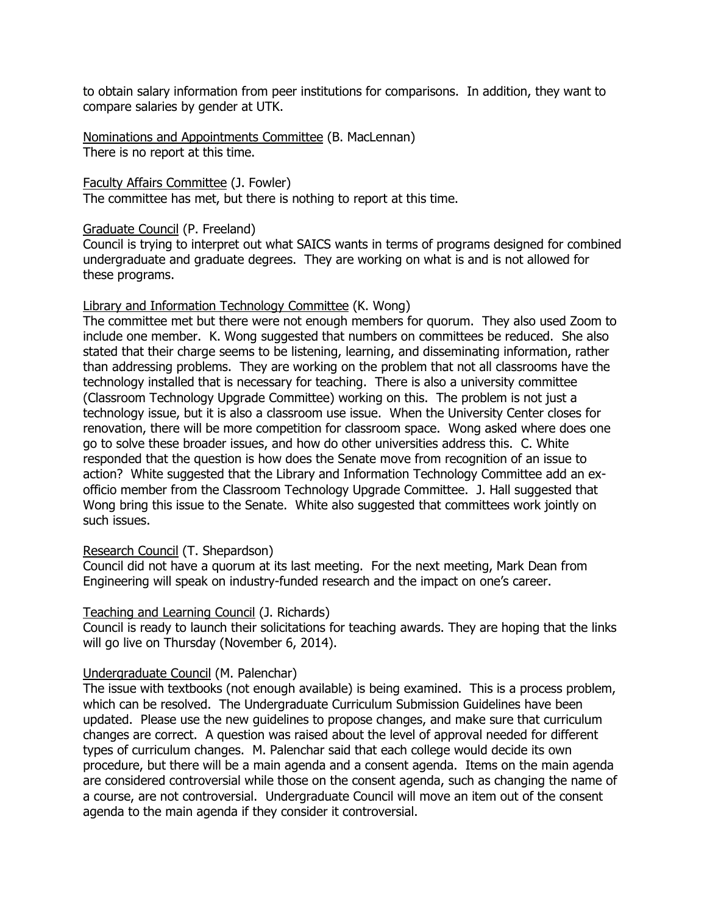to obtain salary information from peer institutions for comparisons. In addition, they want to compare salaries by gender at UTK.

<u>Nominations and Appointments Committee</u> (B. MacLennan)
There is no report at this time.

<u>Faculty Affairs Committee</u> (J. Fowler)
The committee has met, but there is nothing to report at this time.

<u>Graduate Council</u> (P. Freeland)
Council is trying to interpret out what SAICS wants in terms of programs designed for combined undergraduate and graduate degrees. They are working on what is and is not allowed for these programs.

<u>Library and Information Technology Committee</u> (K. Wong)
The committee met but there were not enough members for quorum. They also used Zoom to include one member. K. Wong suggested that numbers on committees be reduced. She also stated that their charge seems to be listening, learning, and disseminating information, rather than addressing problems. They are working on the problem that not all classrooms have the technology installed that is necessary for teaching. There is also a university committee (Classroom Technology Upgrade Committee) working on this. The problem is not just a technology issue, but it is also a classroom use issue. When the University Center closes for renovation, there will be more competition for classroom space. Wong asked where does one go to solve these broader issues, and how do other universities address this. C. White responded that the question is how does the Senate move from recognition of an issue to action? White suggested that the Library and Information Technology Committee add an ex-officio member from the Classroom Technology Upgrade Committee. J. Hall suggested that Wong bring this issue to the Senate. White also suggested that committees work jointly on such issues.

<u>Research Council</u> (T. Shepardson)
Council did not have a quorum at its last meeting. For the next meeting, Mark Dean from Engineering will speak on industry-funded research and the impact on one's career.

<u>Teaching and Learning Council</u> (J. Richards)
Council is ready to launch their solicitations for teaching awards. They are hoping that the links will go live on Thursday (November 6, 2014).

<u>Undergraduate Council</u> (M. Palenchar)
The issue with textbooks (not enough available) is being examined. This is a process problem, which can be resolved. The Undergraduate Curriculum Submission Guidelines have been updated. Please use the new guidelines to propose changes, and make sure that curriculum changes are correct. A question was raised about the level of approval needed for different types of curriculum changes. M. Palenchar said that each college would decide its own procedure, but there will be a main agenda and a consent agenda. Items on the main agenda are considered controversial while those on the consent agenda, such as changing the name of a course, are not controversial. Undergraduate Council will move an item out of the consent agenda to the main agenda if they consider it controversial.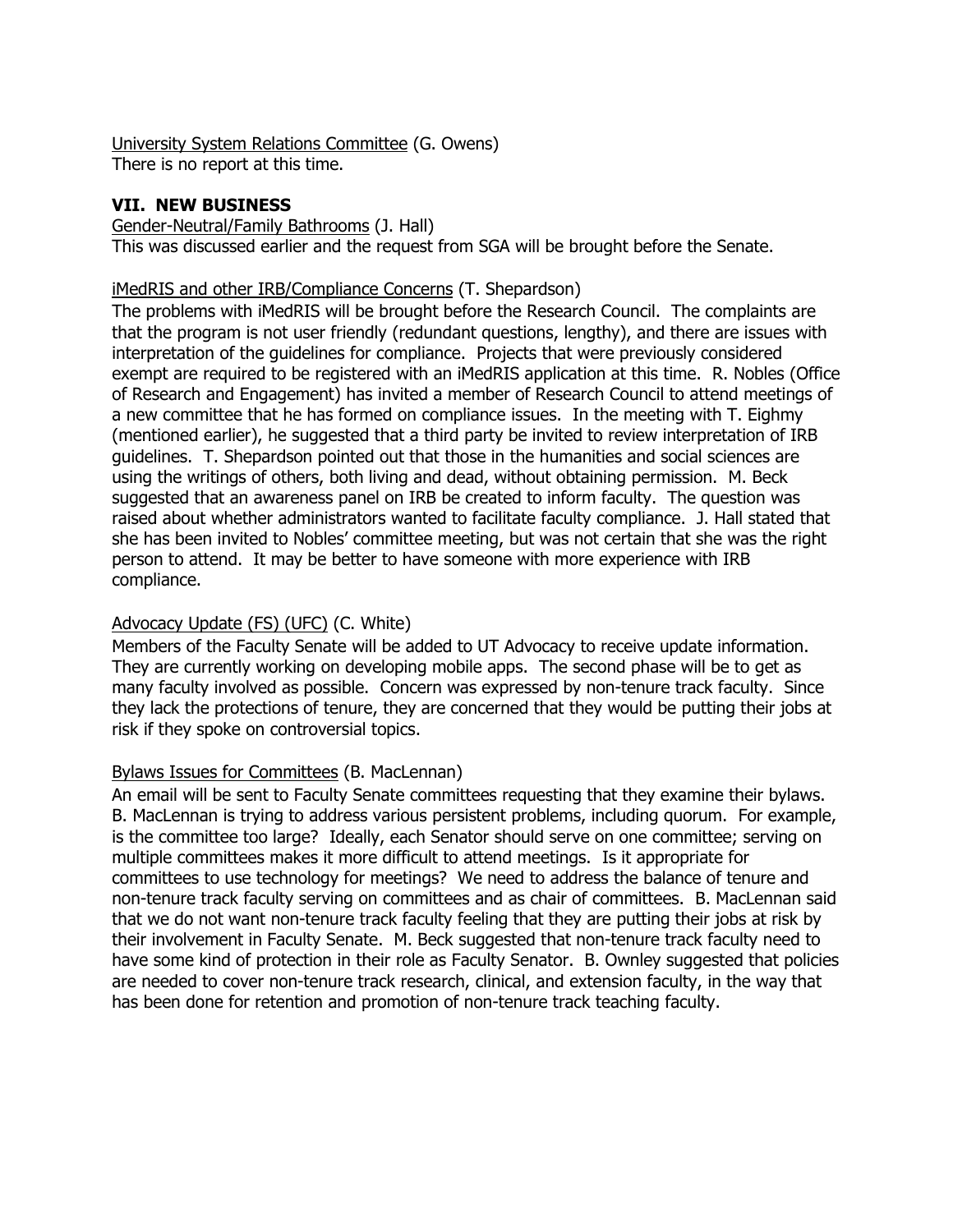University System Relations Committee (G. Owens)
There is no report at this time.

**VII. NEW BUSINESS**

Gender-Neutral/Family Bathrooms (J. Hall)
This was discussed earlier and the request from SGA will be brought before the Senate.

iMedRIS and other IRB/Compliance Concerns (T. Shepardson)
The problems with iMedRIS will be brought before the Research Council. The complaints are that the program is not user friendly (redundant questions, lengthy), and there are issues with interpretation of the guidelines for compliance. Projects that were previously considered exempt are required to be registered with an iMedRIS application at this time. R. Nobles (Office of Research and Engagement) has invited a member of Research Council to attend meetings of a new committee that he has formed on compliance issues. In the meeting with T. Eighmy (mentioned earlier), he suggested that a third party be invited to review interpretation of IRB guidelines. T. Shepardson pointed out that those in the humanities and social sciences are using the writings of others, both living and dead, without obtaining permission. M. Beck suggested that an awareness panel on IRB be created to inform faculty. The question was raised about whether administrators wanted to facilitate faculty compliance. J. Hall stated that she has been invited to Nobles' committee meeting, but was not certain that she was the right person to attend. It may be better to have someone with more experience with IRB compliance.

Advocacy Update (FS) (UFC) (C. White)
Members of the Faculty Senate will be added to UT Advocacy to receive update information. They are currently working on developing mobile apps. The second phase will be to get as many faculty involved as possible. Concern was expressed by non-tenure track faculty. Since they lack the protections of tenure, they are concerned that they would be putting their jobs at risk if they spoke on controversial topics.

Bylaws Issues for Committees (B. MacLennan)
An email will be sent to Faculty Senate committees requesting that they examine their bylaws. B. MacLennan is trying to address various persistent problems, including quorum. For example, is the committee too large? Ideally, each Senator should serve on one committee; serving on multiple committees makes it more difficult to attend meetings. Is it appropriate for committees to use technology for meetings? We need to address the balance of tenure and non-tenure track faculty serving on committees and as chair of committees. B. MacLennan said that we do not want non-tenure track faculty feeling that they are putting their jobs at risk by their involvement in Faculty Senate. M. Beck suggested that non-tenure track faculty need to have some kind of protection in their role as Faculty Senator. B. Ownley suggested that policies are needed to cover non-tenure track research, clinical, and extension faculty, in the way that has been done for retention and promotion of non-tenure track teaching faculty.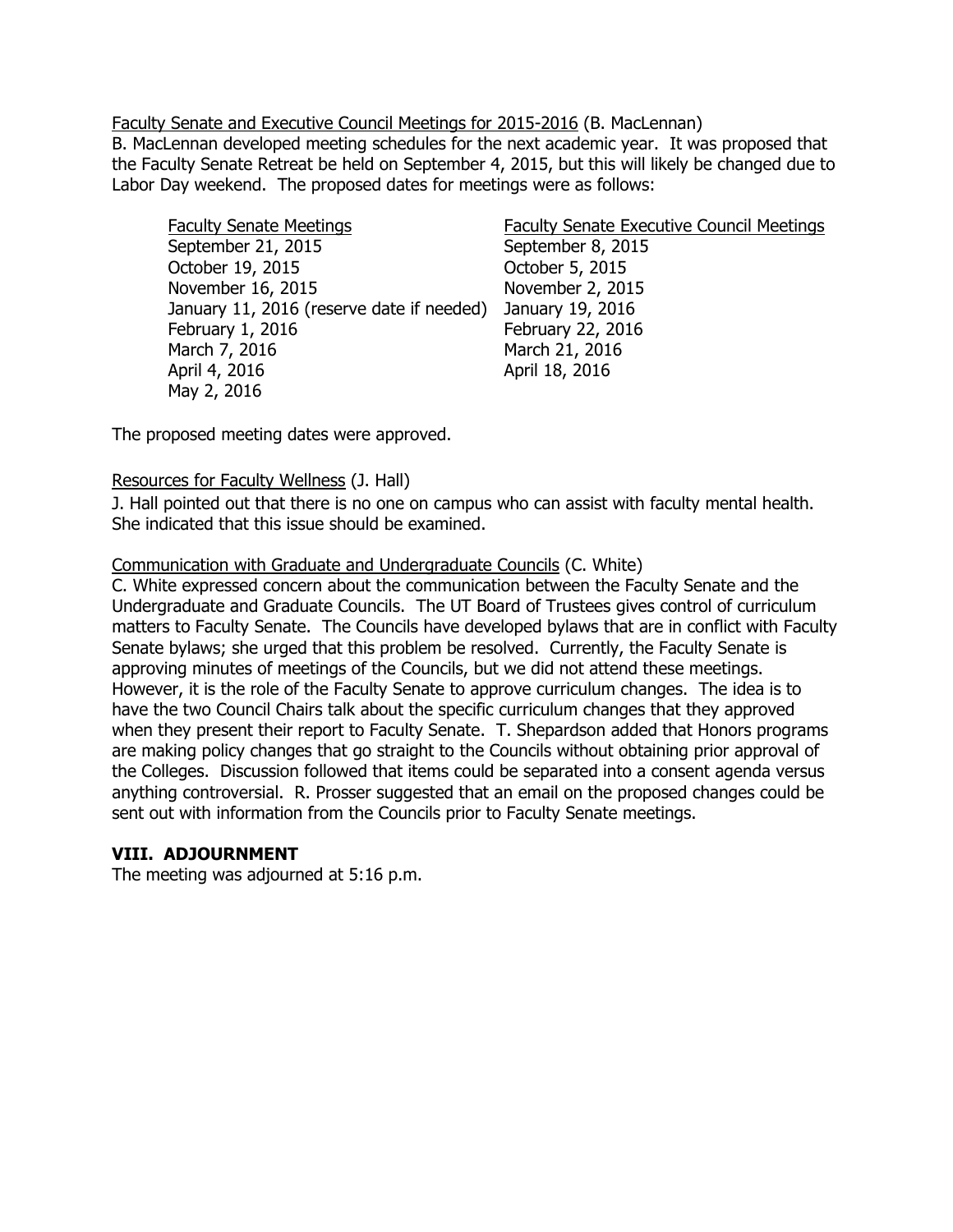Faculty Senate and Executive Council Meetings for 2015-2016 (B. MacLennan)

B. MacLennan developed meeting schedules for the next academic year. It was proposed that the Faculty Senate Retreat be held on September 4, 2015, but this will likely be changed due to Labor Day weekend. The proposed dates for meetings were as follows:

| Faculty Senate Meetings | Faculty Senate Executive Council Meetings |
|---|---|
| September 21, 2015 | September 8, 2015 |
| October 19, 2015 | October 5, 2015 |
| November 16, 2015 | November 2, 2015 |
| January 11, 2016 (reserve date if needed) | January 19, 2016 |
| February 1, 2016 | February 22, 2016 |
| March 7, 2016 | March 21, 2016 |
| April 4, 2016 | April 18, 2016 |
| May 2, 2016 | |

The proposed meeting dates were approved.

Resources for Faculty Wellness (J. Hall)

J. Hall pointed out that there is no one on campus who can assist with faculty mental health. She indicated that this issue should be examined.

Communication with Graduate and Undergraduate Councils (C. White)

C. White expressed concern about the communication between the Faculty Senate and the Undergraduate and Graduate Councils. The UT Board of Trustees gives control of curriculum matters to Faculty Senate. The Councils have developed bylaws that are in conflict with Faculty Senate bylaws; she urged that this problem be resolved. Currently, the Faculty Senate is approving minutes of meetings of the Councils, but we did not attend these meetings. However, it is the role of the Faculty Senate to approve curriculum changes. The idea is to have the two Council Chairs talk about the specific curriculum changes that they approved when they present their report to Faculty Senate. T. Shepardson added that Honors programs are making policy changes that go straight to the Councils without obtaining prior approval of the Colleges. Discussion followed that items could be separated into a consent agenda versus anything controversial. R. Prosser suggested that an email on the proposed changes could be sent out with information from the Councils prior to Faculty Senate meetings.

## VIII. ADJOURNMENT

The meeting was adjourned at 5:16 p.m.